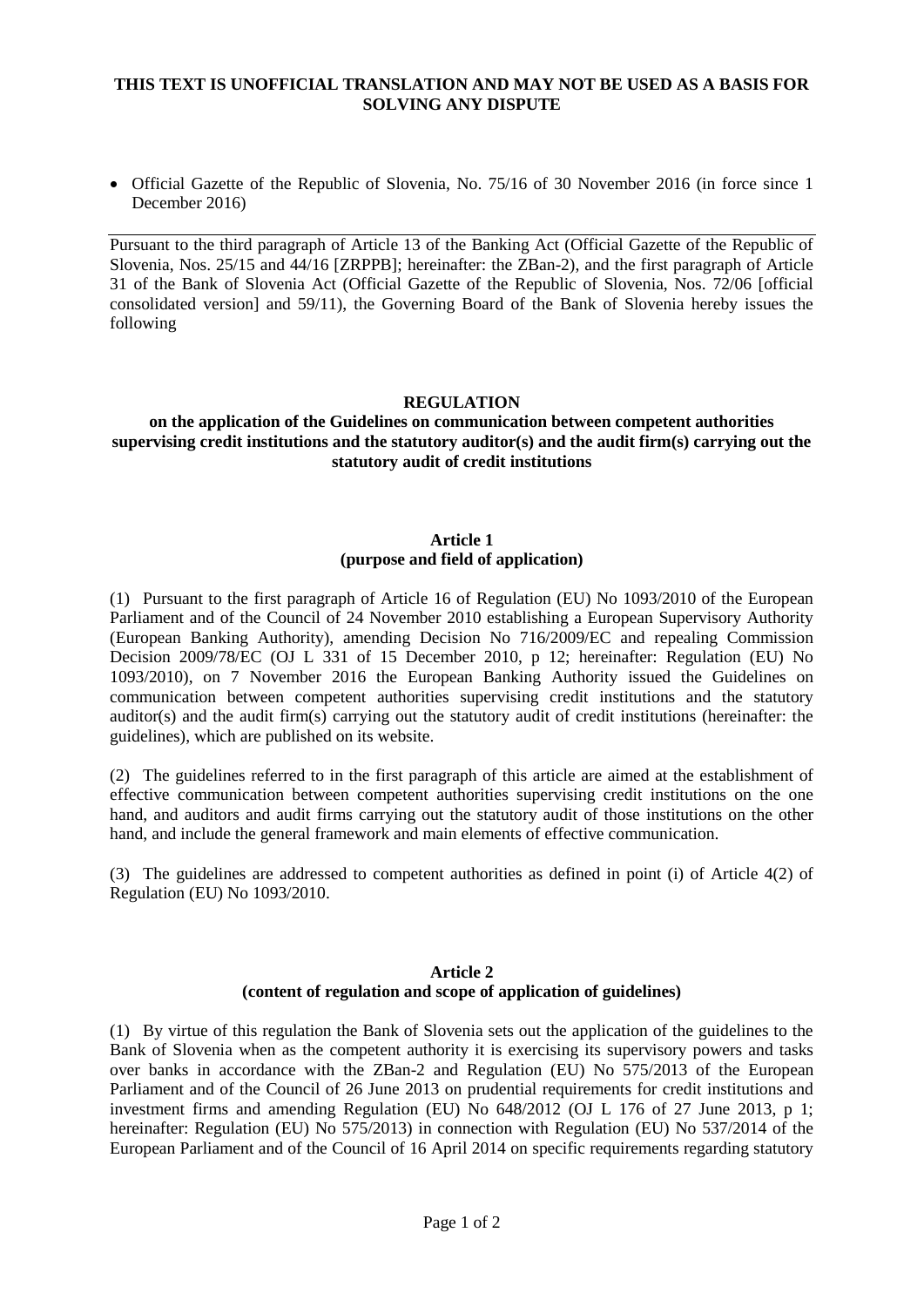**THIS TEXT IS UNOFFICIAL TRANSLATION AND MAY NOT BE USED AS A BASIS FOR SOLVING ANY DISPUTE**

- Official Gazette of the Republic of Slovenia, No. 75/16 of 30 November 2016 (in force since 1 December 2016)

---

Pursuant to the third paragraph of Article 13 of the Banking Act (Official Gazette of the Republic of Slovenia, Nos. 25/15 and 44/16 [ZRPPB]; hereinafter: the ZBan-2), and the first paragraph of Article 31 of the Bank of Slovenia Act (Official Gazette of the Republic of Slovenia, Nos. 72/06 [official consolidated version] and 59/11), the Governing Board of the Bank of Slovenia hereby issues the following

# REGULATION
## on the application of the Guidelines on communication between competent authorities supervising credit institutions and the statutory auditor(s) and the audit firm(s) carrying out the statutory audit of credit institutions

### Article 1
### (purpose and field of application)

(1) Pursuant to the first paragraph of Article 16 of Regulation (EU) No 1093/2010 of the European Parliament and of the Council of 24 November 2010 establishing a European Supervisory Authority (European Banking Authority), amending Decision No 716/2009/EC and repealing Commission Decision 2009/78/EC (OJ L 331 of 15 December 2010, p 12; hereinafter: Regulation (EU) No 1093/2010), on 7 November 2016 the European Banking Authority issued the Guidelines on communication between competent authorities supervising credit institutions and the statutory auditor(s) and the audit firm(s) carrying out the statutory audit of credit institutions (hereinafter: the guidelines), which are published on its website.

(2) The guidelines referred to in the first paragraph of this article are aimed at the establishment of effective communication between competent authorities supervising credit institutions on the one hand, and auditors and audit firms carrying out the statutory audit of those institutions on the other hand, and include the general framework and main elements of effective communication.

(3) The guidelines are addressed to competent authorities as defined in point (i) of Article 4(2) of Regulation (EU) No 1093/2010.

### Article 2
### (content of regulation and scope of application of guidelines)

(1) By virtue of this regulation the Bank of Slovenia sets out the application of the guidelines to the Bank of Slovenia when as the competent authority it is exercising its supervisory powers and tasks over banks in accordance with the ZBan-2 and Regulation (EU) No 575/2013 of the European Parliament and of the Council of 26 June 2013 on prudential requirements for credit institutions and investment firms and amending Regulation (EU) No 648/2012 (OJ L 176 of 27 June 2013, p 1; hereinafter: Regulation (EU) No 575/2013) in connection with Regulation (EU) No 537/2014 of the European Parliament and of the Council of 16 April 2014 on specific requirements regarding statutory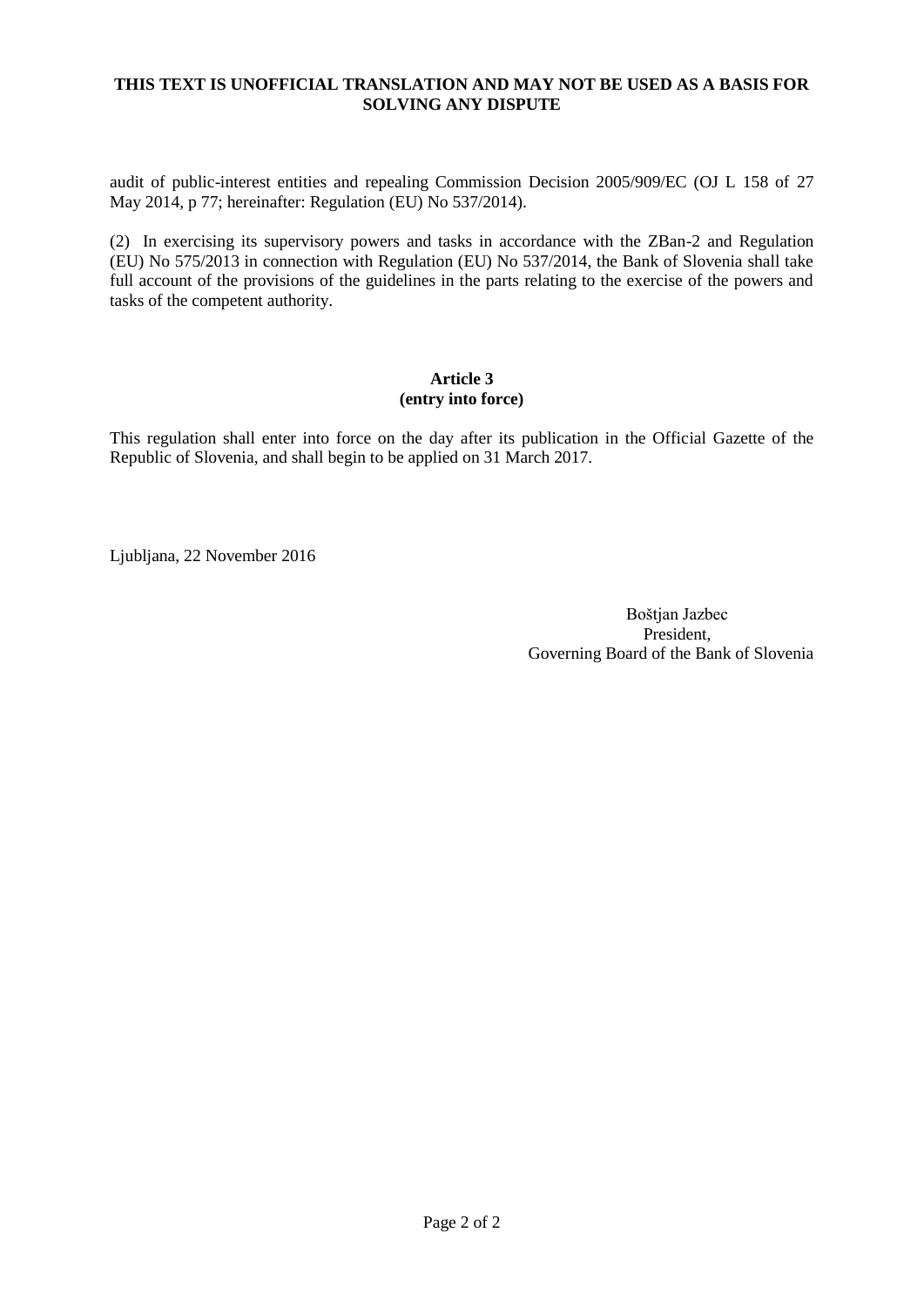**THIS TEXT IS UNOFFICIAL TRANSLATION AND MAY NOT BE USED AS A BASIS FOR SOLVING ANY DISPUTE**

audit of public-interest entities and repealing Commission Decision 2005/909/EC (OJ L 158 of 27 May 2014, p 77; hereinafter: Regulation (EU) No 537/2014).

(2) In exercising its supervisory powers and tasks in accordance with the ZBan-2 and Regulation (EU) No 575/2013 in connection with Regulation (EU) No 537/2014, the Bank of Slovenia shall take full account of the provisions of the guidelines in the parts relating to the exercise of the powers and tasks of the competent authority.

**Article 3**
**(entry into force)**

This regulation shall enter into force on the day after its publication in the Official Gazette of the Republic of Slovenia, and shall begin to be applied on 31 March 2017.

Ljubljana, 22 November 2016

Boštjan Jazbec
President,
Governing Board of the Bank of Slovenia